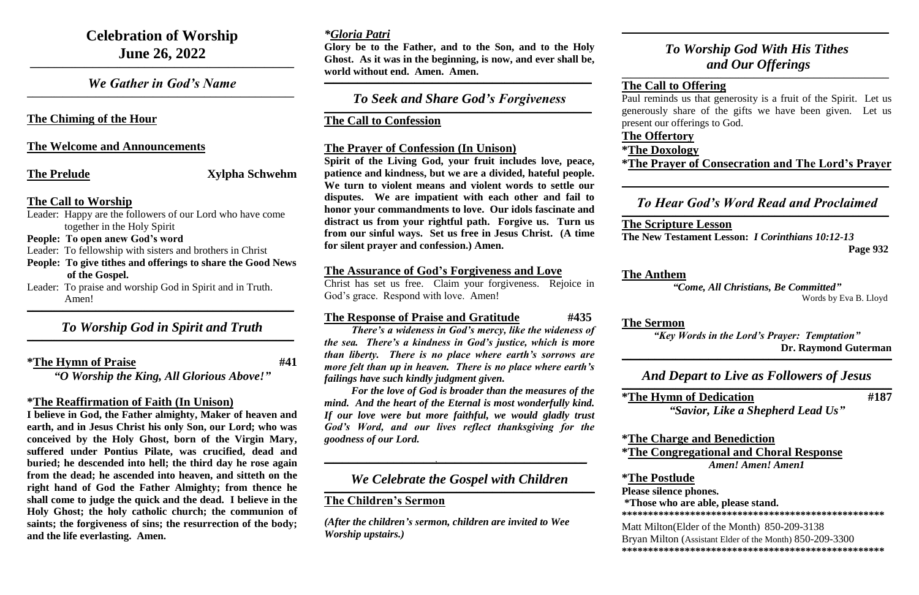# Celebration of Worship
# June 26, 2022

## *We Gather in God's Name*

**The Chiming of the Hour**

**The Welcome and Announcements**

**The Prelude** Xylpha Schwehm

**The Call to Worship**

Leader: Happy are the followers of our Lord who have come together in the Holy Spirit

**People: To open anew God's word**

Leader: To fellowship with sisters and brothers in Christ

**People: To give tithes and offerings to share the Good News of the Gospel.**

Leader: To praise and worship God in Spirit and in Truth. Amen!

## *To Worship God in Spirit and Truth*

***The Hymn of Praise** **#41**

***"O Worship the King, All Glorious Above!"***

***The Reaffirmation of Faith (In Unison)**

**I believe in God, the Father almighty, Maker of heaven and earth, and in Jesus Christ his only Son, our Lord; who was conceived by the Holy Ghost, born of the Virgin Mary, suffered under Pontius Pilate, was crucified, dead and buried; he descended into hell; the third day he rose again from the dead; he ascended into heaven, and sitteth on the right hand of God the Father Almighty; from thence he shall come to judge the quick and the dead. I believe in the Holy Ghost; the holy catholic church; the communion of saints; the forgiveness of sins; the resurrection of the body; and the life everlasting. Amen.**

***Gloria Patri***

**Glory be to the Father, and to the Son, and to the Holy Ghost. As it was in the beginning, is now, and ever shall be, world without end. Amen. Amen.**

## *To Seek and Share God's Forgiveness*

**The Call to Confession**

**The Prayer of Confession (In Unison)**

**Spirit of the Living God, your fruit includes love, peace, patience and kindness, but we are a divided, hateful people. We turn to violent means and violent words to settle our disputes. We are impatient with each other and fail to honor your commandments to love. Our idols fascinate and distract us from your rightful path. Forgive us. Turn us from our sinful ways. Set us free in Jesus Christ. (A time for silent prayer and confession.) Amen.**

**The Assurance of God's Forgiveness and Love**

Christ has set us free. Claim your forgiveness. Rejoice in God's grace. Respond with love. Amen!

**The Response of Praise and Gratitude** **#435**

***There's a wideness in God's mercy, like the wideness of the sea. There's a kindness in God's justice, which is more than liberty. There is no place where earth's sorrows are more felt than up in heaven. There is no place where earth's failings have such kindly judgment given.***

***For the love of God is broader than the measures of the mind. And the heart of the Eternal is most wonderfully kind. If our love were but more faithful, we would gladly trust God's Word, and our lives reflect thanksgiving for the goodness of our Lord.***

## *We Celebrate the Gospel with Children*

**The Children's Sermon**

*(After the children's sermon, children are invited to Wee Worship upstairs.)*

## *To Worship God With His Tithes and Our Offerings*

**The Call to Offering**

Paul reminds us that generosity is a fruit of the Spirit. Let us generously share of the gifts we have been given. Let us present our offerings to God.

**The Offertory**

***The Doxology**

***The Prayer of Consecration and The Lord's Prayer**

## *To Hear God's Word Read and Proclaimed*

**The Scripture Lesson**

**The New Testament Lesson:** ***I Corinthians 10:12-13*** **Page 932**

**The Anthem**

***"Come, All Christians, Be Committed"***

Words by Eva B. Lloyd

**The Sermon**

***"Key Words in the Lord's Prayer: Temptation"***

**Dr. Raymond Guterman**

## *And Depart to Live as Followers of Jesus*

***The Hymn of Dedication** **#187**

***"Savior, Like a Shepherd Lead Us"***

***The Charge and Benediction**

***The Congregational and Choral Response**

***Amen! Amen! Amen1***

***The Postlude**

**Please silence phones.**

***Those who are able, please stand.**

**************************************************

Matt Milton(Elder of the Month) 850-209-3138

Bryan Milton (Assistant Elder of the Month) 850-209-3300

**************************************************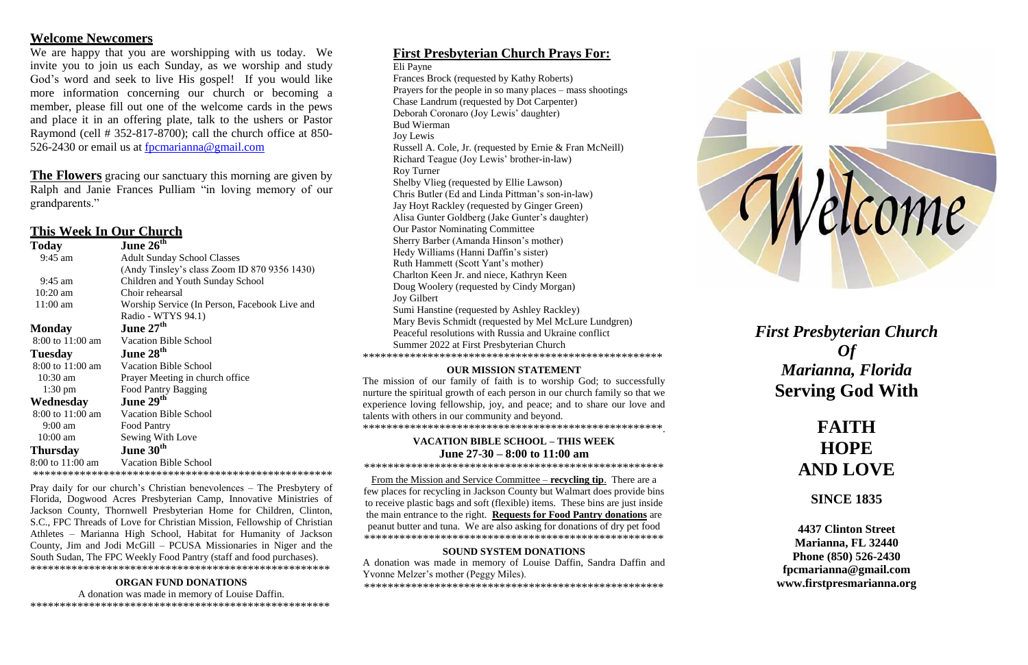## Welcome Newcomers

We are happy that you are worshipping with us today. We invite you to join us each Sunday, as we worship and study God's word and seek to live His gospel! If you would like more information concerning our church or becoming a member, please fill out one of the welcome cards in the pews and place it in an offering plate, talk to the ushers or Pastor Raymond (cell # 352-817-8700); call the church office at 850-526-2430 or email us at fpcmarianna@gmail.com

**The Flowers** gracing our sanctuary this morning are given by Ralph and Janie Frances Pulliam "in loving memory of our grandparents."

## This Week In Our Church

| | |
|---|---|
| **Today** | **June 26th** |
| 9:45 am | Adult Sunday School Classes (Andy Tinsley's class Zoom ID 870 9356 1430) |
| 9:45 am | Children and Youth Sunday School |
| 10:20 am | Choir rehearsal |
| 11:00 am | Worship Service (In Person, Facebook Live and Radio - WTYS 94.1) |
| **Monday** | **June 27th** |
| 8:00 to 11:00 am | Vacation Bible School |
| **Tuesday** | **June 28th** |
| 8:00 to 11:00 am | Vacation Bible School |
| 10:30 am | Prayer Meeting in church office |
| 1:30 pm | Food Pantry Bagging |
| **Wednesday** | **June 29th** |
| 8:00 to 11:00 am | Vacation Bible School |
| 9:00 am | Food Pantry |
| 10:00 am | Sewing With Love |
| **Thursday** | **June 30th** |
| 8:00 to 11:00 am | Vacation Bible School |

*****************************************************

Pray daily for our church's Christian benevolences – The Presbytery of Florida, Dogwood Acres Presbyterian Camp, Innovative Ministries of Jackson County, Thornwell Presbyterian Home for Children, Clinton, S.C., FPC Threads of Love for Christian Mission, Fellowship of Christian Athletes – Marianna High School, Habitat for Humanity of Jackson County, Jim and Jodi McGill – PCUSA Missionaries in Niger and the South Sudan, The FPC Weekly Food Pantry (staff and food purchases).

*****************************************************

**ORGAN FUND DONATIONS**

A donation was made in memory of Louise Daffin.

*****************************************************

## First Presbyterian Church Prays For:

Eli Payne
Frances Brock (requested by Kathy Roberts)
Prayers for the people in so many places – mass shootings
Chase Landrum (requested by Dot Carpenter)
Deborah Coronaro (Joy Lewis' daughter)
Bud Wierman
Joy Lewis
Russell A. Cole, Jr. (requested by Ernie & Fran McNeill)
Richard Teague (Joy Lewis' brother-in-law)
Roy Turner
Shelby Vlieg (requested by Ellie Lawson)
Chris Butler (Ed and Linda Pittman's son-in-law)
Jay Hoyt Rackley (requested by Ginger Green)
Alisa Gunter Goldberg (Jake Gunter's daughter)
Our Pastor Nominating Committee
Sherry Barber (Amanda Hinson's mother)
Hedy Williams (Hanni Daffin's sister)
Ruth Hammett (Scott Yant's mother)
Charlton Keen Jr. and niece, Kathryn Keen
Doug Woolery (requested by Cindy Morgan)
Joy Gilbert
Sumi Hanstine (requested by Ashley Rackley)
Mary Bevis Schmidt (requested by Mel McLure Lundgren)
Peaceful resolutions with Russia and Ukraine conflict
Summer 2022 at First Presbyterian Church

*****************************************************

**OUR MISSION STATEMENT**

The mission of our family of faith is to worship God; to successfully nurture the spiritual growth of each person in our church family so that we experience loving fellowship, joy, and peace; and to share our love and talents with others in our community and beyond.

*****************************************************.

**VACATION BIBLE SCHOOL – THIS WEEK**
**June 27-30 – 8:00 to 11:00 am**

*****************************************************

From the Mission and Service Committee – **recycling tip**. There are a few places for recycling in Jackson County but Walmart does provide bins to receive plastic bags and soft (flexible) items. These bins are just inside the main entrance to the right. **Requests for Food Pantry donations** are peanut butter and tuna. We are also asking for donations of dry pet food

*****************************************************

**SOUND SYSTEM DONATIONS**

A donation was made in memory of Louise Daffin, Sandra Daffin and Yvonne Melzer's mother (Peggy Miles).

*****************************************************

Welcome

# *First Presbyterian Church Of Marianna, Florida*
# Serving God With

# FAITH
# HOPE
# AND LOVE

### SINCE 1835

**4437 Clinton Street**
**Marianna, FL 32440**
**Phone (850) 526-2430**
**fpcmarianna@gmail.com**
**www.firstpresmarianna.org**